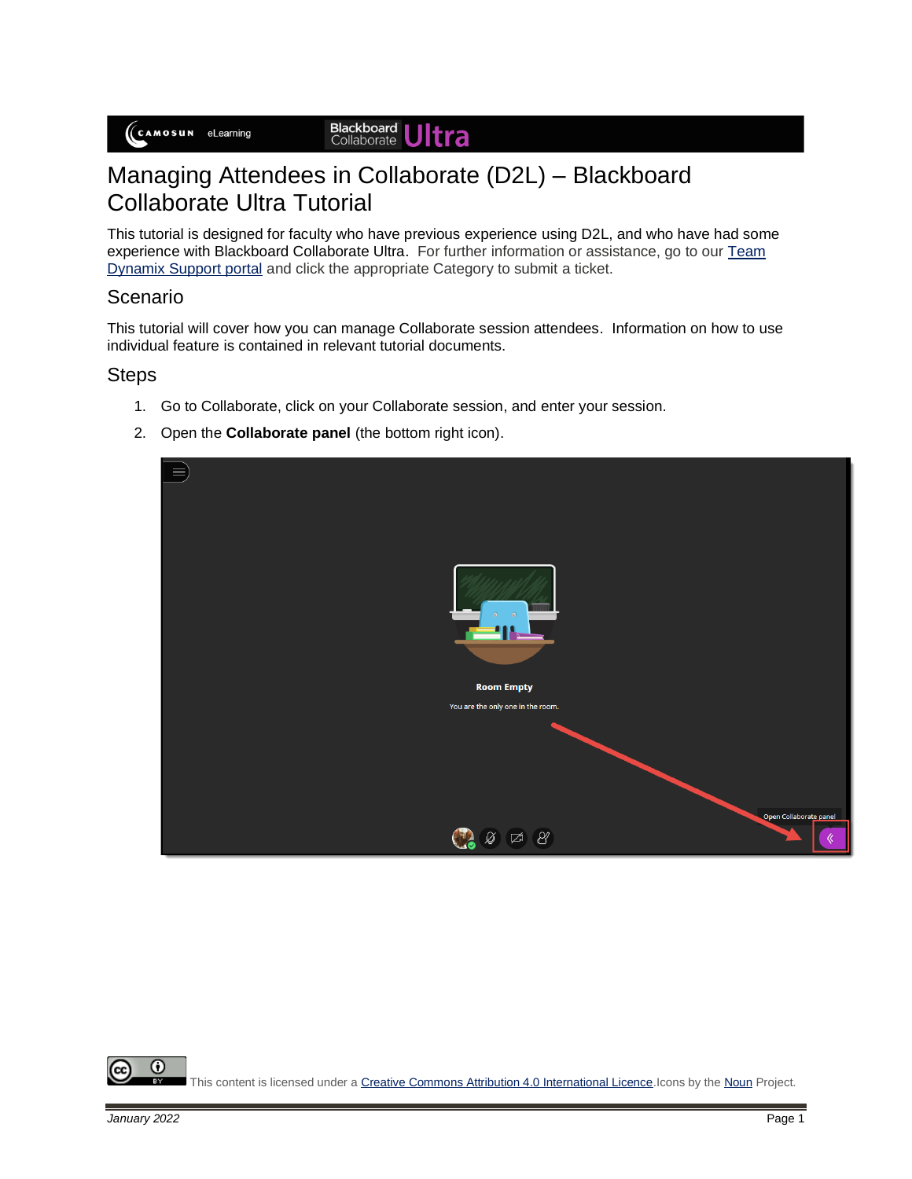# Managing Attendees in Collaborate (D2L) – Blackboard Collaborate Ultra Tutorial

This tutorial is designed for faculty who have previous experience using D2L, and who have had some experience with Blackboard Collaborate Ultra. For further information or assistance, go to our [Team Dynamix Support portal]() and click the appropriate Category to submit a ticket.

## Scenario

This tutorial will cover how you can manage Collaborate session attendees. Information on how to use individual feature is contained in relevant tutorial documents.

## Steps

1. Go to Collaborate, click on your Collaborate session, and enter your session.
2. Open the **Collaborate panel** (the bottom right icon).

This content is licensed under a [Creative Commons Attribution 4.0 International Licence](). Icons by the [Noun]() Project.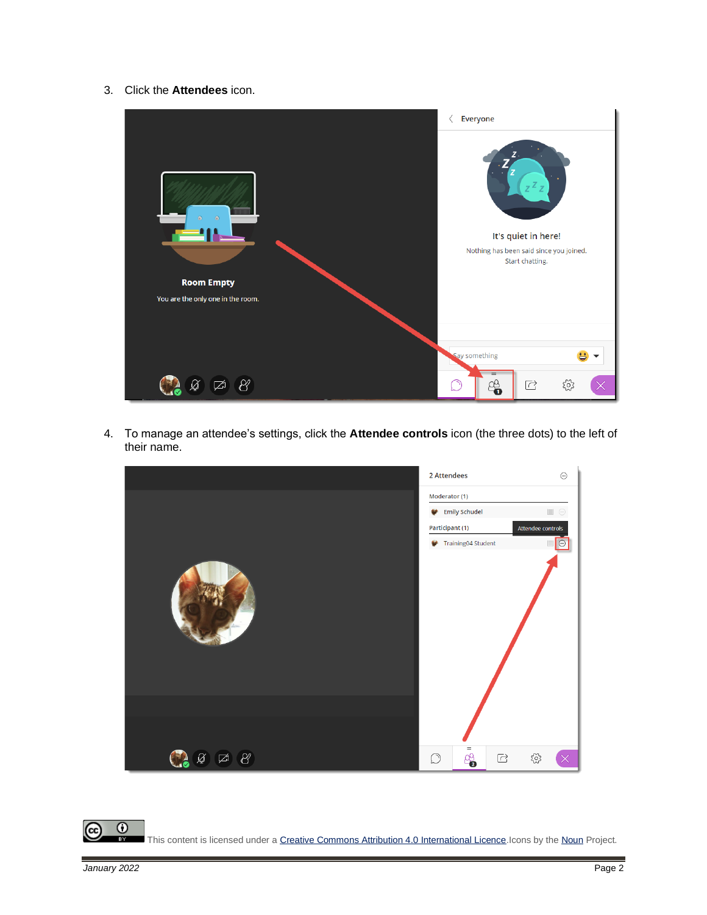3. Click the **Attendees** icon.

4. To manage an attendee's settings, click the **Attendee controls** icon (the three dots) to the left of their name.

This content is licensed under a Creative Commons Attribution 4.0 International Licence. Icons by the Noun Project.

January 2022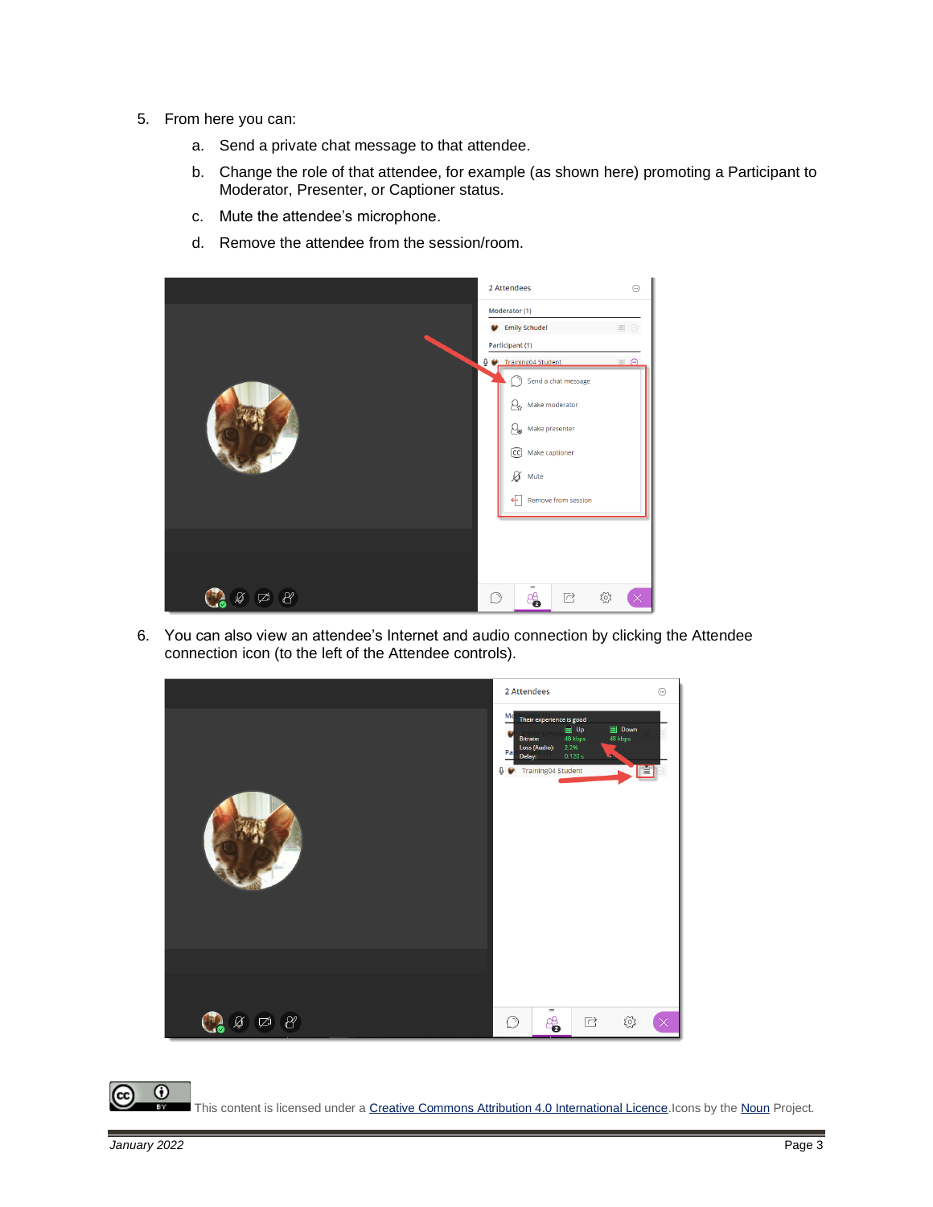5. From here you can:
    a. Send a private chat message to that attendee.
    b. Change the role of that attendee, for example (as shown here) promoting a Participant to Moderator, Presenter, or Captioner status.
    c. Mute the attendee's microphone.
    d. Remove the attendee from the session/room.

6. You can also view an attendee's Internet and audio connection by clicking the Attendee connection icon (to the left of the Attendee controls).

This content is licensed under a [Creative Commons Attribution 4.0 International Licence](). Icons by the [Noun]() Project.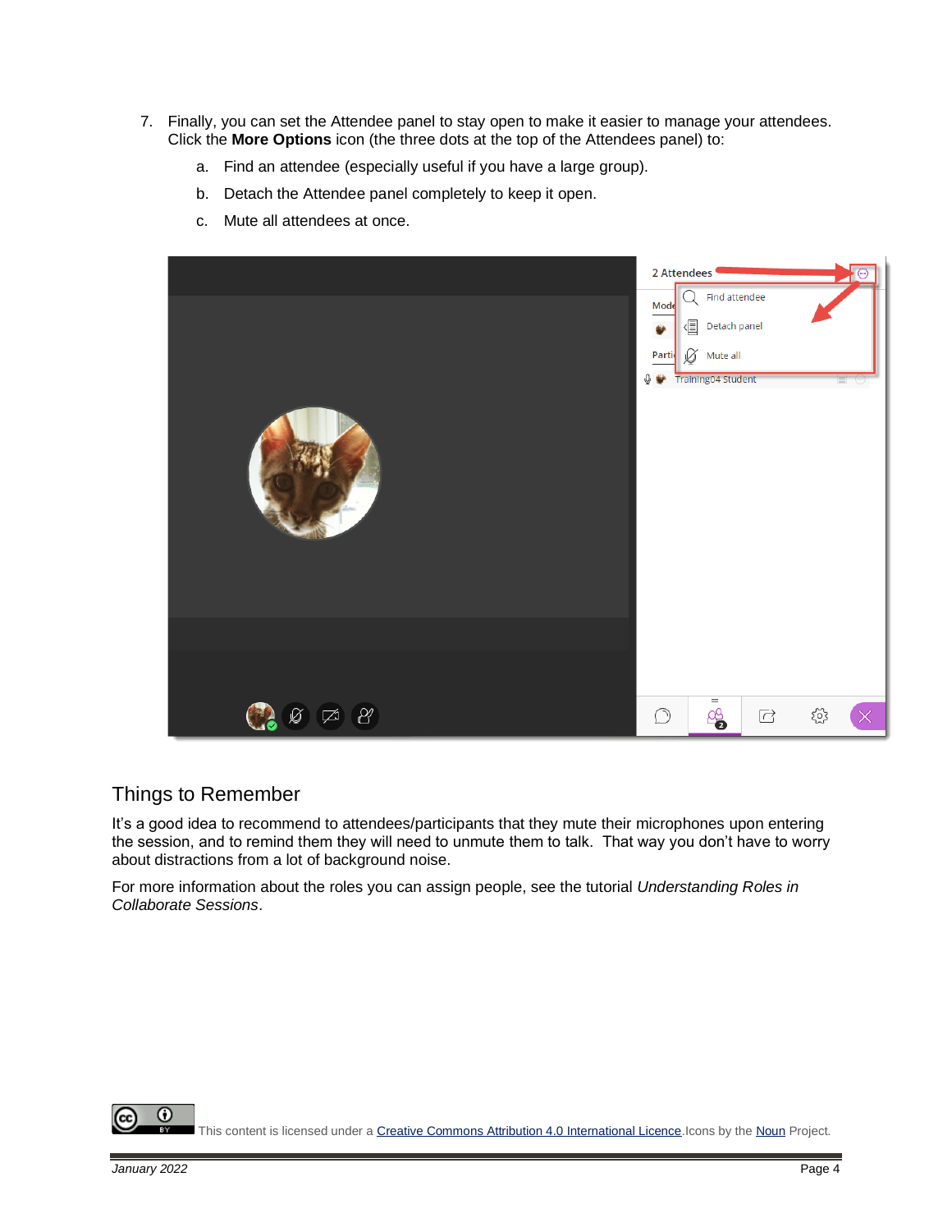7. Finally, you can set the Attendee panel to stay open to make it easier to manage your attendees. Click the **More Options** icon (the three dots at the top of the Attendees panel) to:
   a. Find an attendee (especially useful if you have a large group).
   b. Detach the Attendee panel completely to keep it open.
   c. Mute all attendees at once.

## Things to Remember

It's a good idea to recommend to attendees/participants that they mute their microphones upon entering the session, and to remind them they will need to unmute them to talk. That way you don't have to worry about distractions from a lot of background noise.

For more information about the roles you can assign people, see the tutorial *Understanding Roles in Collaborate Sessions*.

This content is licensed under a Creative Commons Attribution 4.0 International Licence. Icons by the Noun Project.